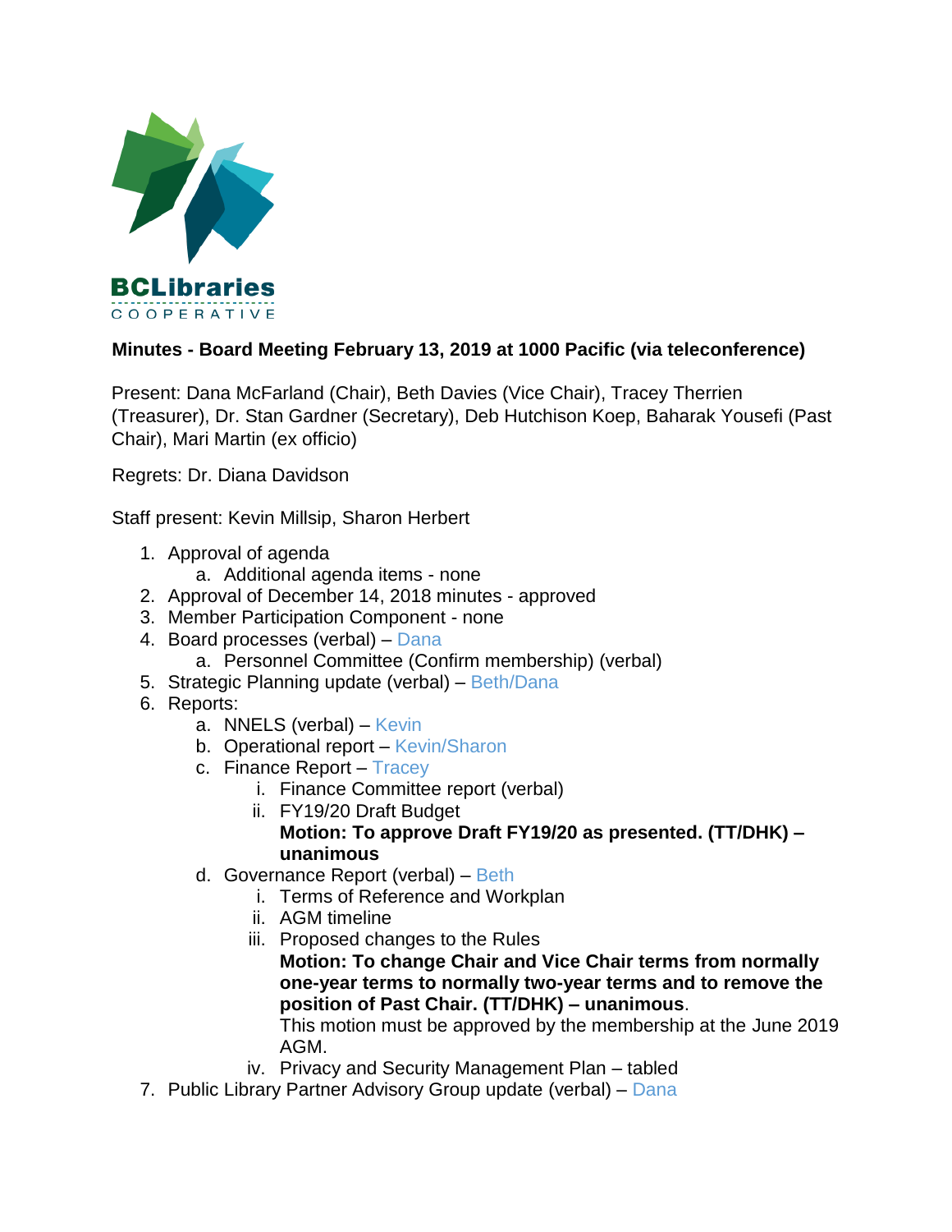BCLibraries COOPERATIVE

**Minutes - Board Meeting February 13, 2019 at 1000 Pacific (via teleconference)**

Present: Dana McFarland (Chair), Beth Davies (Vice Chair), Tracey Therrien (Treasurer), Dr. Stan Gardner (Secretary), Deb Hutchison Koep, Baharak Yousefi (Past Chair), Mari Martin (ex officio)

Regrets: Dr. Diana Davidson

Staff present: Kevin Millsip, Sharon Herbert

1. Approval of agenda
   a. Additional agenda items - none
2. Approval of December 14, 2018 minutes - approved
3. Member Participation Component - none
4. Board processes (verbal) – Dana
   a. Personnel Committee (Confirm membership) (verbal)
5. Strategic Planning update (verbal) – Beth/Dana
6. Reports:
   a. NNELS (verbal) – Kevin
   b. Operational report – Kevin/Sharon
   c. Finance Report – Tracey
      i. Finance Committee report (verbal)
      ii. FY19/20 Draft Budget
      **Motion: To approve Draft FY19/20 as presented. (TT/DHK) – unanimous**
   d. Governance Report (verbal) – Beth
      i. Terms of Reference and Workplan
      ii. AGM timeline
      iii. Proposed changes to the Rules
      **Motion: To change Chair and Vice Chair terms from normally one-year terms to normally two-year terms and to remove the position of Past Chair. (TT/DHK) – unanimous**.
      This motion must be approved by the membership at the June 2019 AGM.
      iv. Privacy and Security Management Plan – tabled
7. Public Library Partner Advisory Group update (verbal) – Dana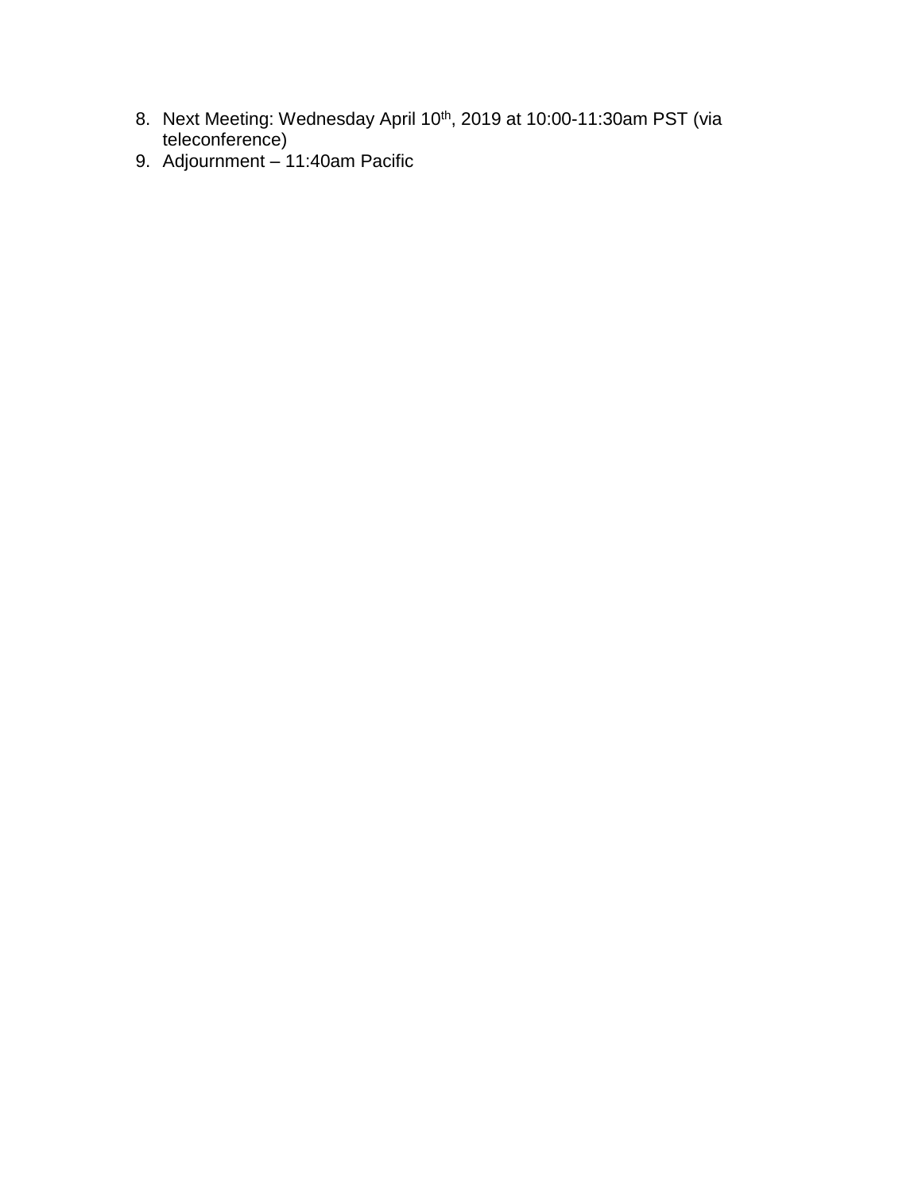8. Next Meeting: Wednesday April 10th, 2019 at 10:00-11:30am PST (via teleconference)
9. Adjournment – 11:40am Pacific